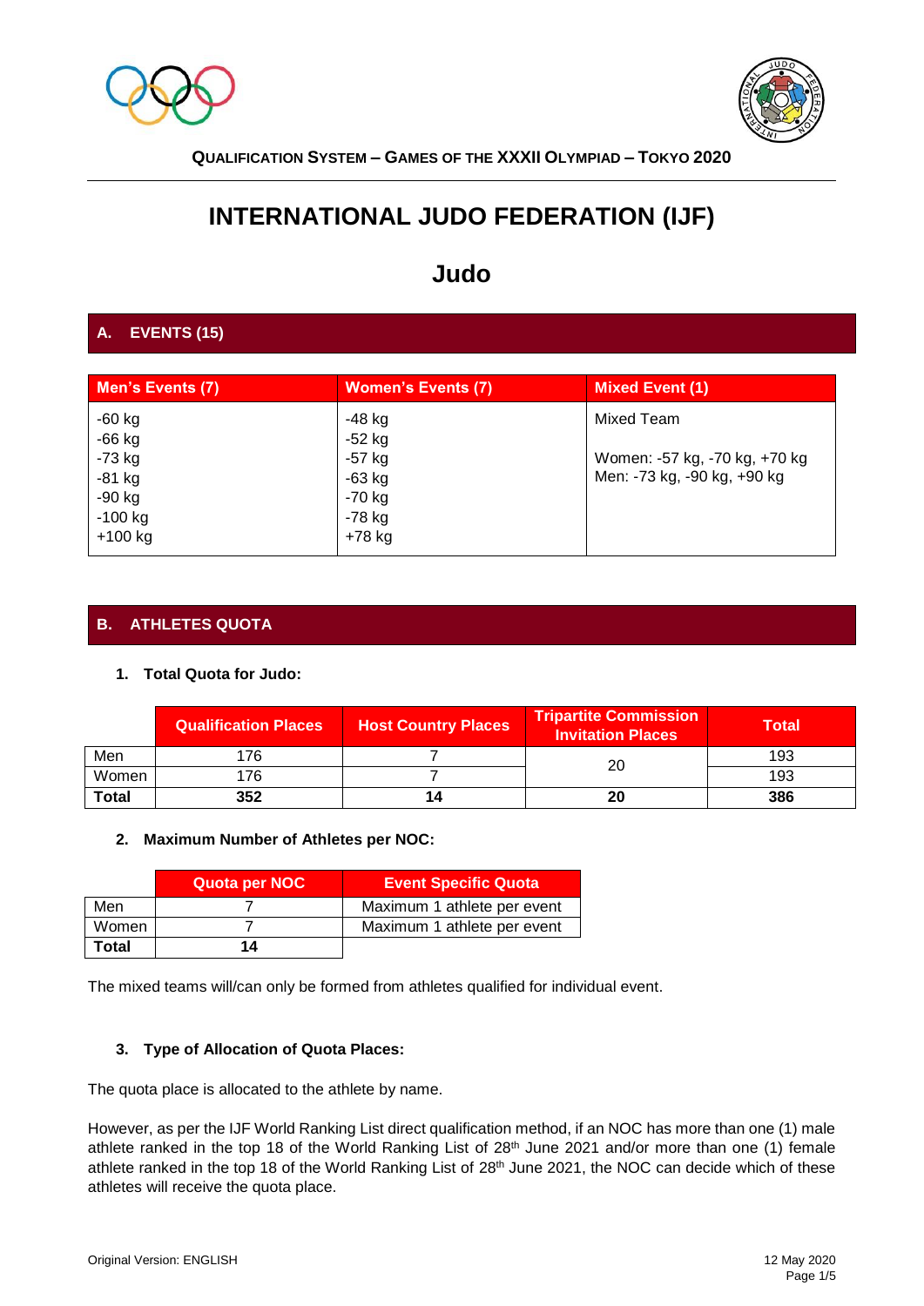QUALIFICATION SYSTEM – GAMES OF THE XXXII OLYMPIAD – TOKYO 2020

# INTERNATIONAL JUDO FEDERATION (IJF)

## Judo

## A. EVENTS (15)

| Men's Events (7) | Women's Events (7) | Mixed Event (1) |
|---|---|---|
| -60 kg<br>-66 kg<br>-73 kg<br>-81 kg<br>-90 kg<br>-100 kg<br>+100 kg | -48 kg<br>-52 kg<br>-57 kg<br>-63 kg<br>-70 kg<br>-78 kg<br>+78 kg | Mixed Team<br><br>Women: -57 kg, -70 kg, +70 kg<br>Men: -73 kg, -90 kg, +90 kg |

## B. ATHLETES QUOTA

### 1. Total Quota for Judo:

| | Qualification Places | Host Country Places | Tripartite Commission Invitation Places | Total |
|---|---|---|---|---|
| Men | 176 | 7 | 20 | 193 |
| Women | 176 | 7 | | 193 |
| **Total** | **352** | **14** | **20** | **386** |

### 2. Maximum Number of Athletes per NOC:

| | Quota per NOC | Event Specific Quota |
|---|---|---|
| Men | 7 | Maximum 1 athlete per event |
| Women | 7 | Maximum 1 athlete per event |
| **Total** | **14** | |

The mixed teams will/can only be formed from athletes qualified for individual event.

### 3. Type of Allocation of Quota Places:

The quota place is allocated to the athlete by name.

However, as per the IJF World Ranking List direct qualification method, if an NOC has more than one (1) male athlete ranked in the top 18 of the World Ranking List of 28th June 2021 and/or more than one (1) female athlete ranked in the top 18 of the World Ranking List of 28th June 2021, the NOC can decide which of these athletes will receive the quota place.

Original Version: ENGLISH 12 May 2020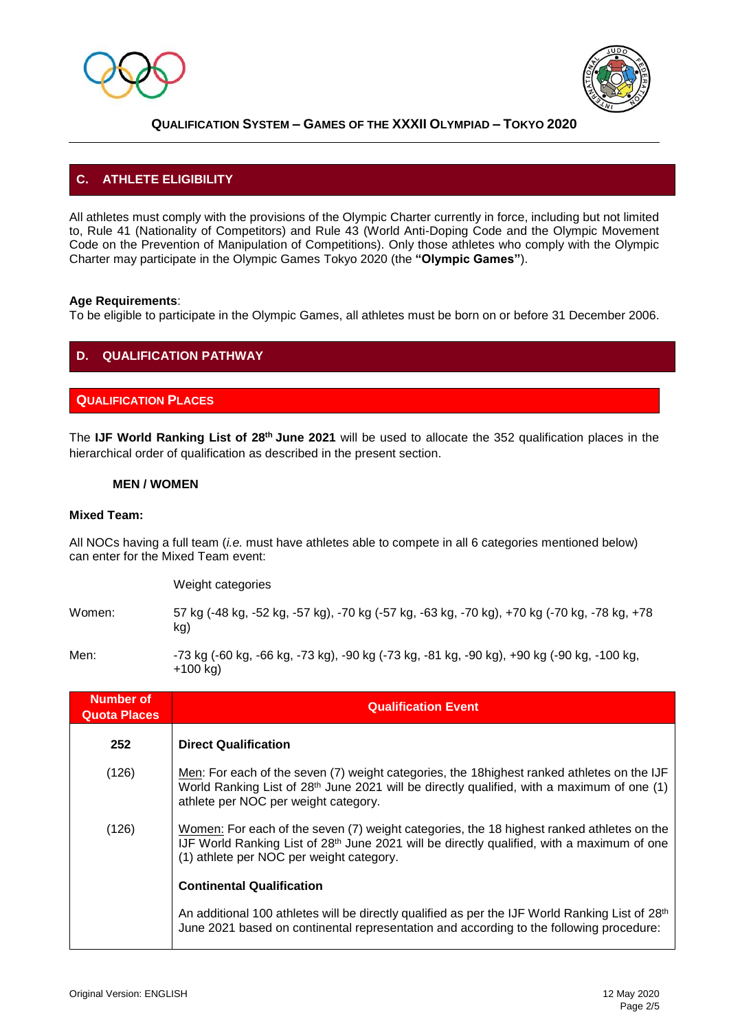## C. ATHLETE ELIGIBILITY

All athletes must comply with the provisions of the Olympic Charter currently in force, including but not limited to, Rule 41 (Nationality of Competitors) and Rule 43 (World Anti-Doping Code and the Olympic Movement Code on the Prevention of Manipulation of Competitions). Only those athletes who comply with the Olympic Charter may participate in the Olympic Games Tokyo 2020 (the **"Olympic Games"**).

**Age Requirements**:
To be eligible to participate in the Olympic Games, all athletes must be born on or before 31 December 2006.

## D. QUALIFICATION PATHWAY

### QUALIFICATION PLACES

The **IJF World Ranking List of 28th June 2021** will be used to allocate the 352 qualification places in the hierarchical order of qualification as described in the present section.

**MEN / WOMEN**

**Mixed Team:**

All NOCs having a full team (*i.e.* must have athletes able to compete in all 6 categories mentioned below) can enter for the Mixed Team event:

| | Weight categories |
|---|---|
| Women: | 57 kg (-48 kg, -52 kg, -57 kg), -70 kg (-57 kg, -63 kg, -70 kg), +70 kg (-70 kg, -78 kg, +78 kg) |
| Men: | -73 kg (-60 kg, -66 kg, -73 kg), -90 kg (-73 kg, -81 kg, -90 kg), +90 kg (-90 kg, -100 kg, +100 kg) |

| Number of Quota Places | Qualification Event |
|---|---|
| **252** | **Direct Qualification** |
| (126) | Men: For each of the seven (7) weight categories, the 18highest ranked athletes on the IJF World Ranking List of 28th June 2021 will be directly qualified, with a maximum of one (1) athlete per NOC per weight category. |
| (126) | Women: For each of the seven (7) weight categories, the 18 highest ranked athletes on the IJF World Ranking List of 28th June 2021 will be directly qualified, with a maximum of one (1) athlete per NOC per weight category. |
| | **Continental Qualification** |
| | An additional 100 athletes will be directly qualified as per the IJF World Ranking List of 28th June 2021 based on continental representation and according to the following procedure: |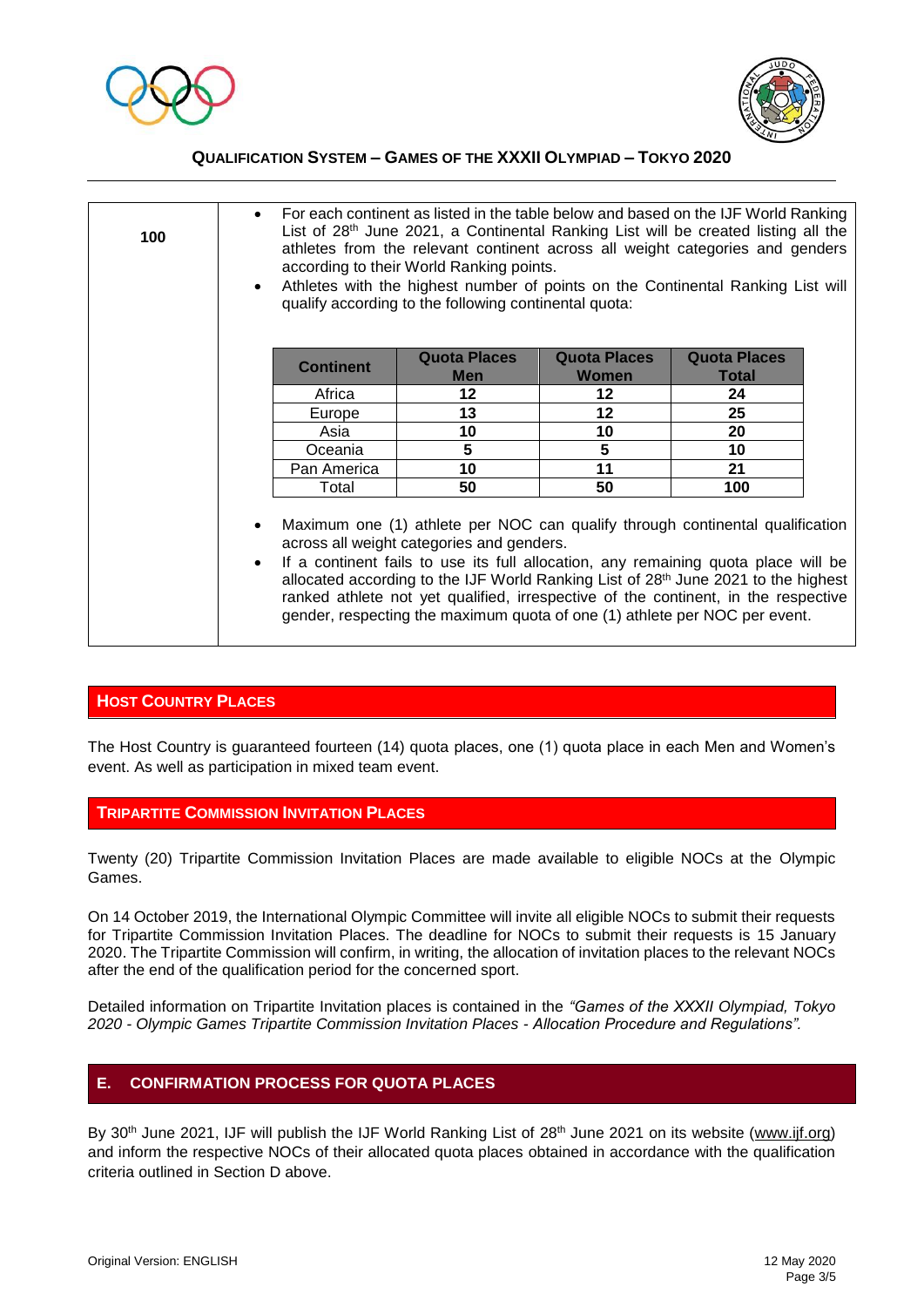| 100 | • For each continent as listed in the table below and based on the IJF World Ranking List of 28th June 2021, a Continental Ranking List will be created listing all the athletes from the relevant continent across all weight categories and genders according to their World Ranking points.<br>• Athletes with the highest number of points on the Continental Ranking List will qualify according to the following continental quota: |
|---|---|

| Continent | Quota Places Men | Quota Places Women | Quota Places Total |
|---|---|---|---|
| Africa | **12** | **12** | **24** |
| Europe | **13** | **12** | **25** |
| Asia | **10** | **10** | **20** |
| Oceania | **5** | **5** | **10** |
| Pan America | **10** | **11** | **21** |
| Total | **50** | **50** | **100** |

- Maximum one (1) athlete per NOC can qualify through continental qualification across all weight categories and genders.
- If a continent fails to use its full allocation, any remaining quota place will be allocated according to the IJF World Ranking List of 28th June 2021 to the highest ranked athlete not yet qualified, irrespective of the continent, in the respective gender, respecting the maximum quota of one (1) athlete per NOC per event.

## HOST COUNTRY PLACES

The Host Country is guaranteed fourteen (14) quota places, one (1) quota place in each Men and Women's event. As well as participation in mixed team event.

## TRIPARTITE COMMISSION INVITATION PLACES

Twenty (20) Tripartite Commission Invitation Places are made available to eligible NOCs at the Olympic Games.

On 14 October 2019, the International Olympic Committee will invite all eligible NOCs to submit their requests for Tripartite Commission Invitation Places. The deadline for NOCs to submit their requests is 15 January 2020. The Tripartite Commission will confirm, in writing, the allocation of invitation places to the relevant NOCs after the end of the qualification period for the concerned sport.

Detailed information on Tripartite Invitation places is contained in the *"Games of the XXXII Olympiad, Tokyo 2020 - Olympic Games Tripartite Commission Invitation Places - Allocation Procedure and Regulations".*

## E. CONFIRMATION PROCESS FOR QUOTA PLACES

By 30th June 2021, IJF will publish the IJF World Ranking List of 28th June 2021 on its website (www.ijf.org) and inform the respective NOCs of their allocated quota places obtained in accordance with the qualification criteria outlined in Section D above.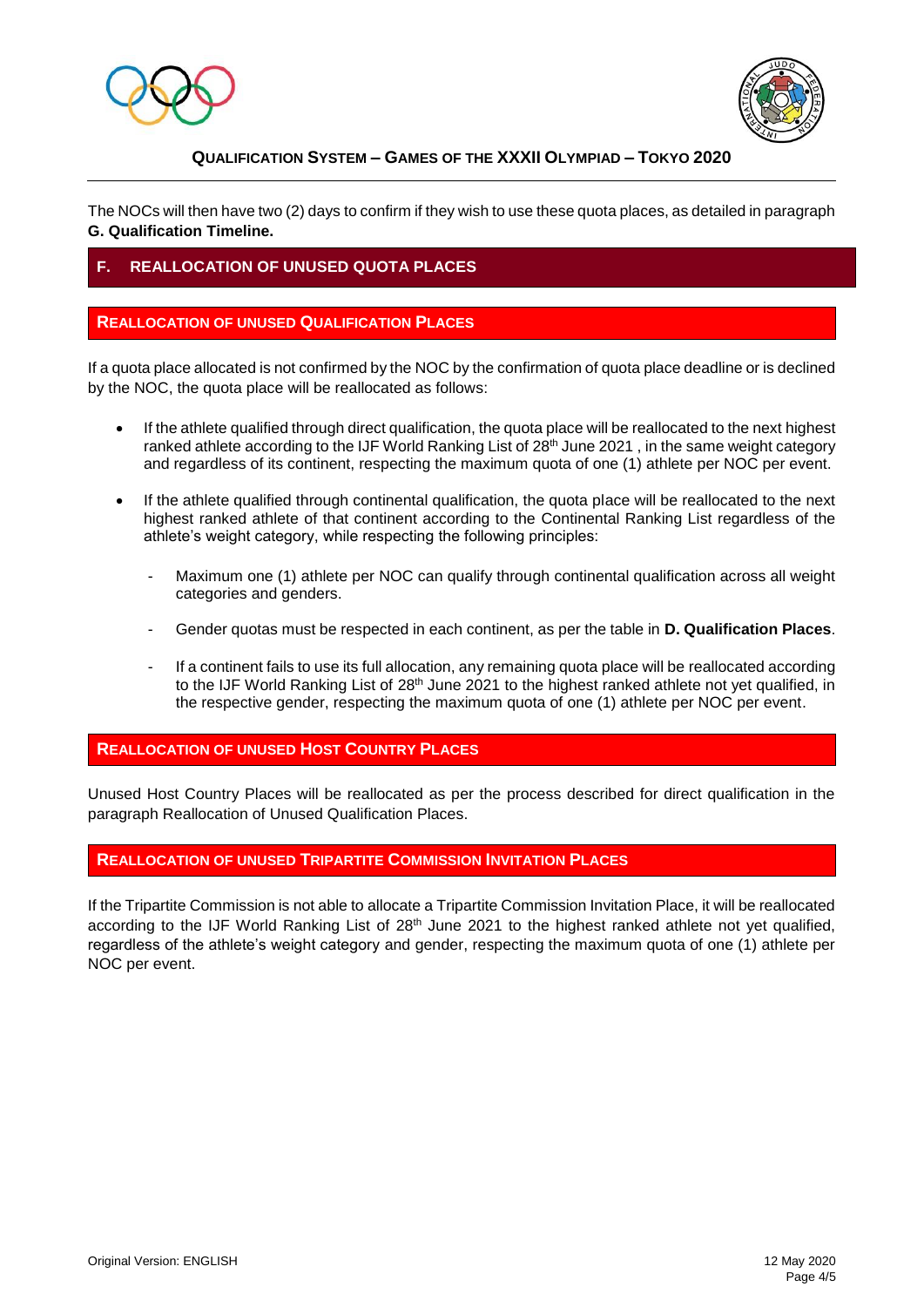The NOCs will then have two (2) days to confirm if they wish to use these quota places, as detailed in paragraph **G. Qualification Timeline.**

## F. REALLOCATION OF UNUSED QUOTA PLACES

### REALLOCATION OF UNUSED QUALIFICATION PLACES

If a quota place allocated is not confirmed by the NOC by the confirmation of quota place deadline or is declined by the NOC, the quota place will be reallocated as follows:

- If the athlete qualified through direct qualification, the quota place will be reallocated to the next highest ranked athlete according to the IJF World Ranking List of 28th June 2021 , in the same weight category and regardless of its continent, respecting the maximum quota of one (1) athlete per NOC per event.

- If the athlete qualified through continental qualification, the quota place will be reallocated to the next highest ranked athlete of that continent according to the Continental Ranking List regardless of the athlete's weight category, while respecting the following principles:

  - Maximum one (1) athlete per NOC can qualify through continental qualification across all weight categories and genders.

  - Gender quotas must be respected in each continent, as per the table in **D. Qualification Places**.

  - If a continent fails to use its full allocation, any remaining quota place will be reallocated according to the IJF World Ranking List of 28th June 2021 to the highest ranked athlete not yet qualified, in the respective gender, respecting the maximum quota of one (1) athlete per NOC per event.

### REALLOCATION OF UNUSED HOST COUNTRY PLACES

Unused Host Country Places will be reallocated as per the process described for direct qualification in the paragraph Reallocation of Unused Qualification Places.

### REALLOCATION OF UNUSED TRIPARTITE COMMISSION INVITATION PLACES

If the Tripartite Commission is not able to allocate a Tripartite Commission Invitation Place, it will be reallocated according to the IJF World Ranking List of 28th June 2021 to the highest ranked athlete not yet qualified, regardless of the athlete's weight category and gender, respecting the maximum quota of one (1) athlete per NOC per event.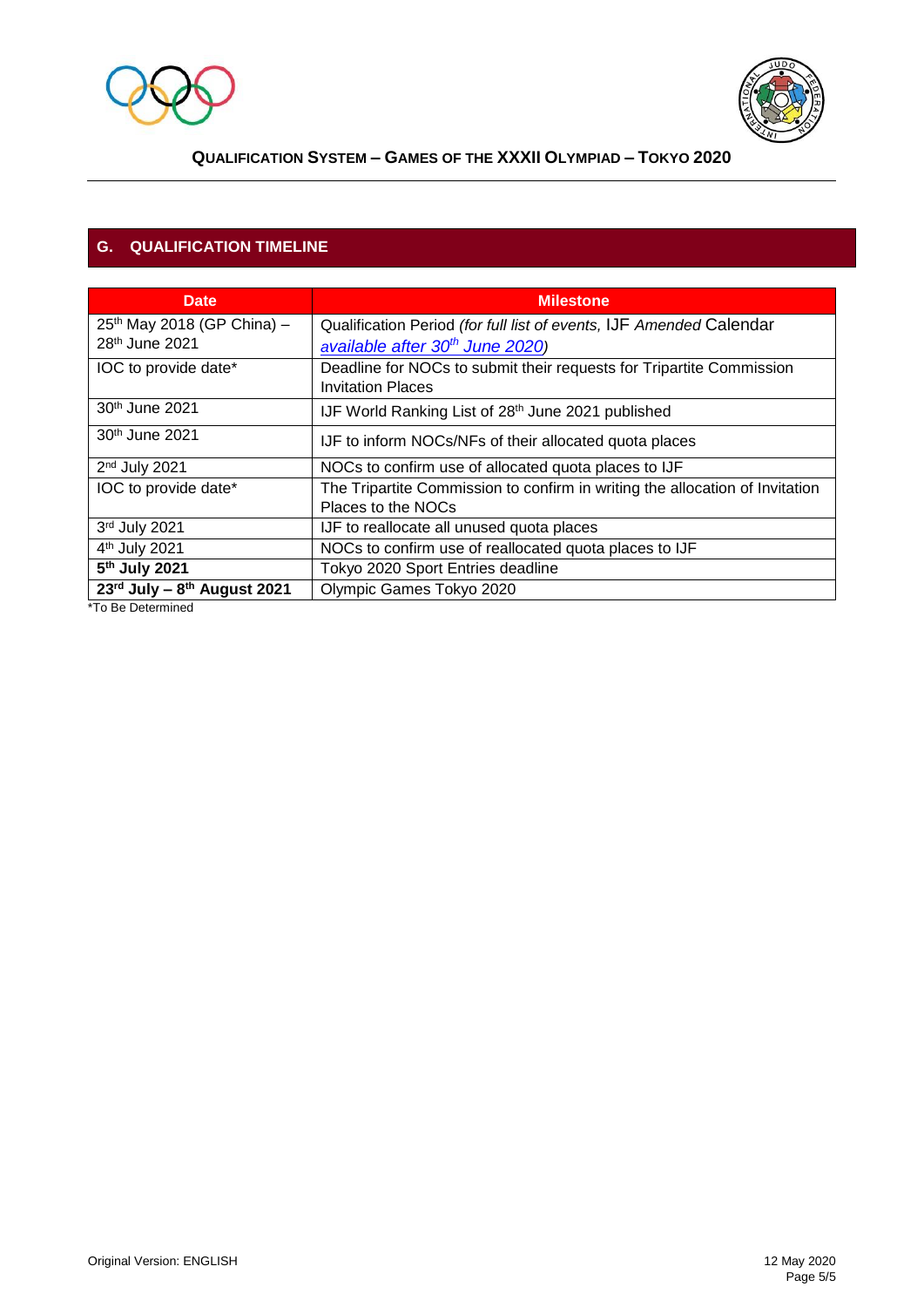## G. QUALIFICATION TIMELINE

| Date | Milestone |
| --- | --- |
| 25th May 2018 (GP China) – 28th June 2021 | Qualification Period *(for full list of events,* IJF *Amended* Calendar *available after 30th June 2020)* |
| IOC to provide date* | Deadline for NOCs to submit their requests for Tripartite Commission Invitation Places |
| 30th June 2021 | IJF World Ranking List of 28th June 2021 published |
| 30th June 2021 | IJF to inform NOCs/NFs of their allocated quota places |
| 2nd July 2021 | NOCs to confirm use of allocated quota places to IJF |
| IOC to provide date* | The Tripartite Commission to confirm in writing the allocation of Invitation Places to the NOCs |
| 3rd July 2021 | IJF to reallocate all unused quota places |
| 4th July 2021 | NOCs to confirm use of reallocated quota places to IJF |
| **5th July 2021** | Tokyo 2020 Sport Entries deadline |
| **23rd July – 8th August 2021** | Olympic Games Tokyo 2020 |

*To Be Determined

Original Version: ENGLISH

12 May 2020